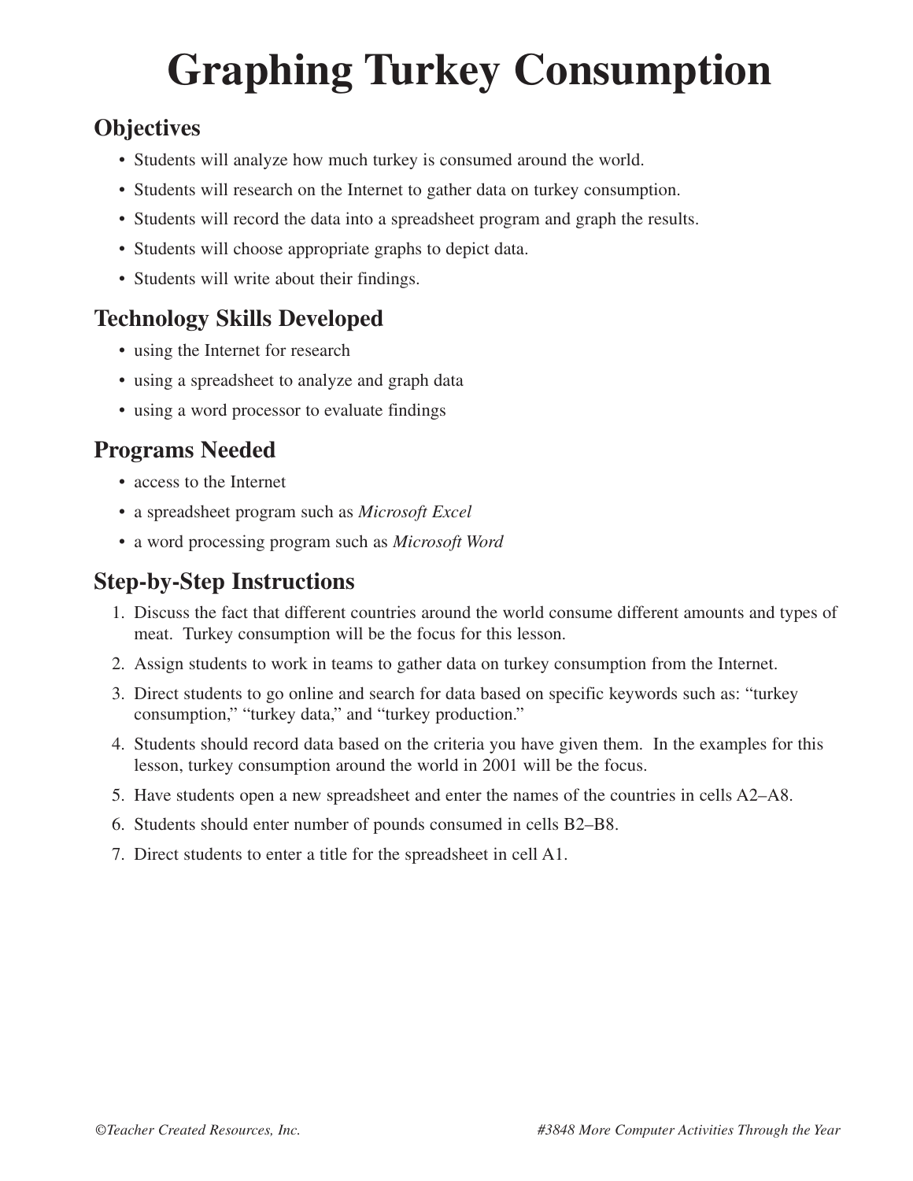# Graphing Turkey Consumption

## Objectives

- Students will analyze how much turkey is consumed around the world.
- Students will research on the Internet to gather data on turkey consumption.
- Students will record the data into a spreadsheet program and graph the results.
- Students will choose appropriate graphs to depict data.
- Students will write about their findings.

## Technology Skills Developed

- using the Internet for research
- using a spreadsheet to analyze and graph data
- using a word processor to evaluate findings

## Programs Needed

- access to the Internet
- a spreadsheet program such as *Microsoft Excel*
- a word processing program such as *Microsoft Word*

## Step-by-Step Instructions

1. Discuss the fact that different countries around the world consume different amounts and types of meat. Turkey consumption will be the focus for this lesson.
2. Assign students to work in teams to gather data on turkey consumption from the Internet.
3. Direct students to go online and search for data based on specific keywords such as: "turkey consumption," "turkey data," and "turkey production."
4. Students should record data based on the criteria you have given them. In the examples for this lesson, turkey consumption around the world in 2001 will be the focus.
5. Have students open a new spreadsheet and enter the names of the countries in cells A2–A8.
6. Students should enter number of pounds consumed in cells B2–B8.
7. Direct students to enter a title for the spreadsheet in cell A1.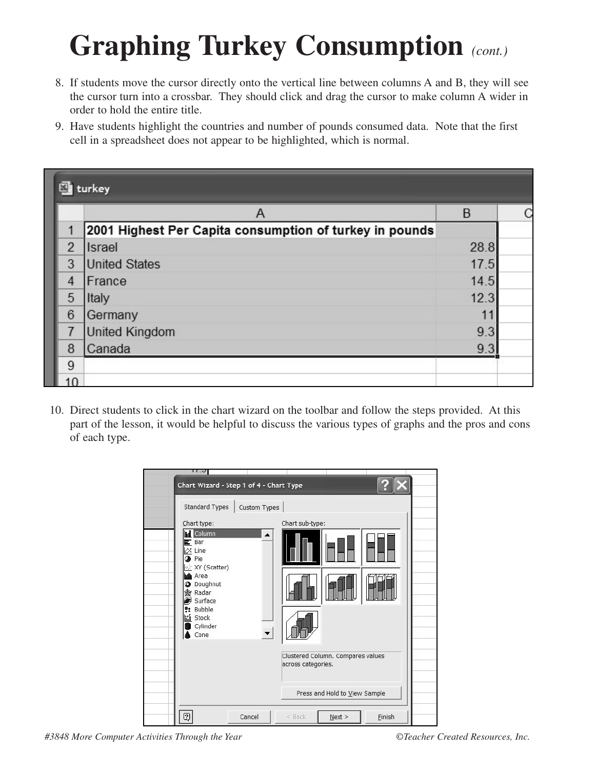# Graphing Turkey Consumption *(cont.)*

8. If students move the cursor directly onto the vertical line between columns A and B, they will see the cursor turn into a crossbar. They should click and drag the cursor to make column A wider in order to hold the entire title.
9. Have students highlight the countries and number of pounds consumed data. Note that the first cell in a spreadsheet does not appear to be highlighted, which is normal.

| | A | B |
|---|---|---|
| 1 | 2001 Highest Per Capita consumption of turkey in pounds | |
| 2 | Israel | 28.8 |
| 3 | United States | 17.5 |
| 4 | France | 14.5 |
| 5 | Italy | 12.3 |
| 6 | Germany | 11 |
| 7 | United Kingdom | 9.3 |
| 8 | Canada | 9.3 |

10. Direct students to click in the chart wizard on the toolbar and follow the steps provided. At this part of the lesson, it would be helpful to discuss the various types of graphs and the pros and cons of each type.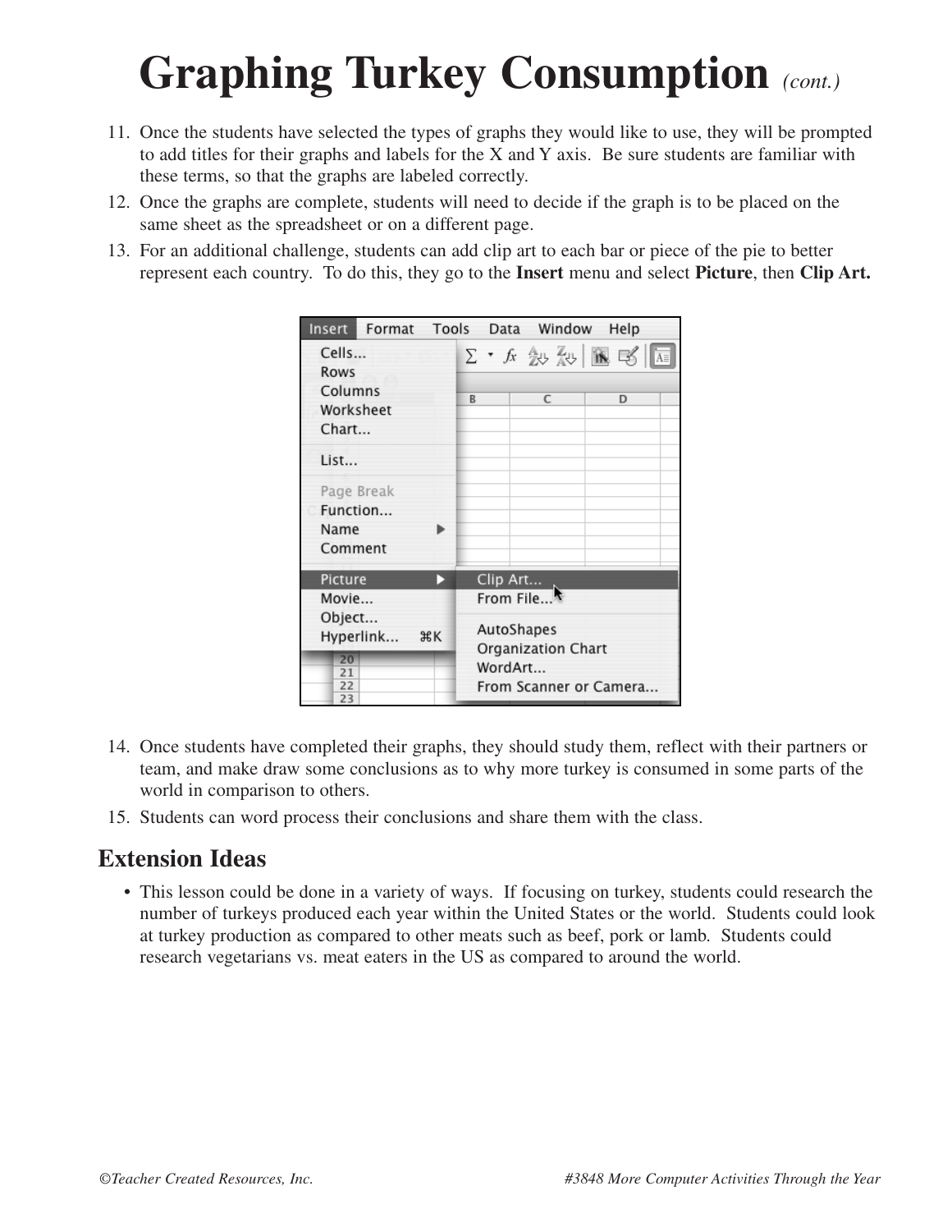# Graphing Turkey Consumption *(cont.)*

11. Once the students have selected the types of graphs they would like to use, they will be prompted to add titles for their graphs and labels for the X and Y axis. Be sure students are familiar with these terms, so that the graphs are labeled correctly.
12. Once the graphs are complete, students will need to decide if the graph is to be placed on the same sheet as the spreadsheet or on a different page.
13. For an additional challenge, students can add clip art to each bar or piece of the pie to better represent each country. To do this, they go to the **Insert** menu and select **Picture**, then **Clip Art.**
14. Once students have completed their graphs, they should study them, reflect with their partners or team, and make draw some conclusions as to why more turkey is consumed in some parts of the world in comparison to others.
15. Students can word process their conclusions and share them with the class.

## Extension Ideas

- This lesson could be done in a variety of ways. If focusing on turkey, students could research the number of turkeys produced each year within the United States or the world. Students could look at turkey production as compared to other meats such as beef, pork or lamb. Students could research vegetarians vs. meat eaters in the US as compared to around the world.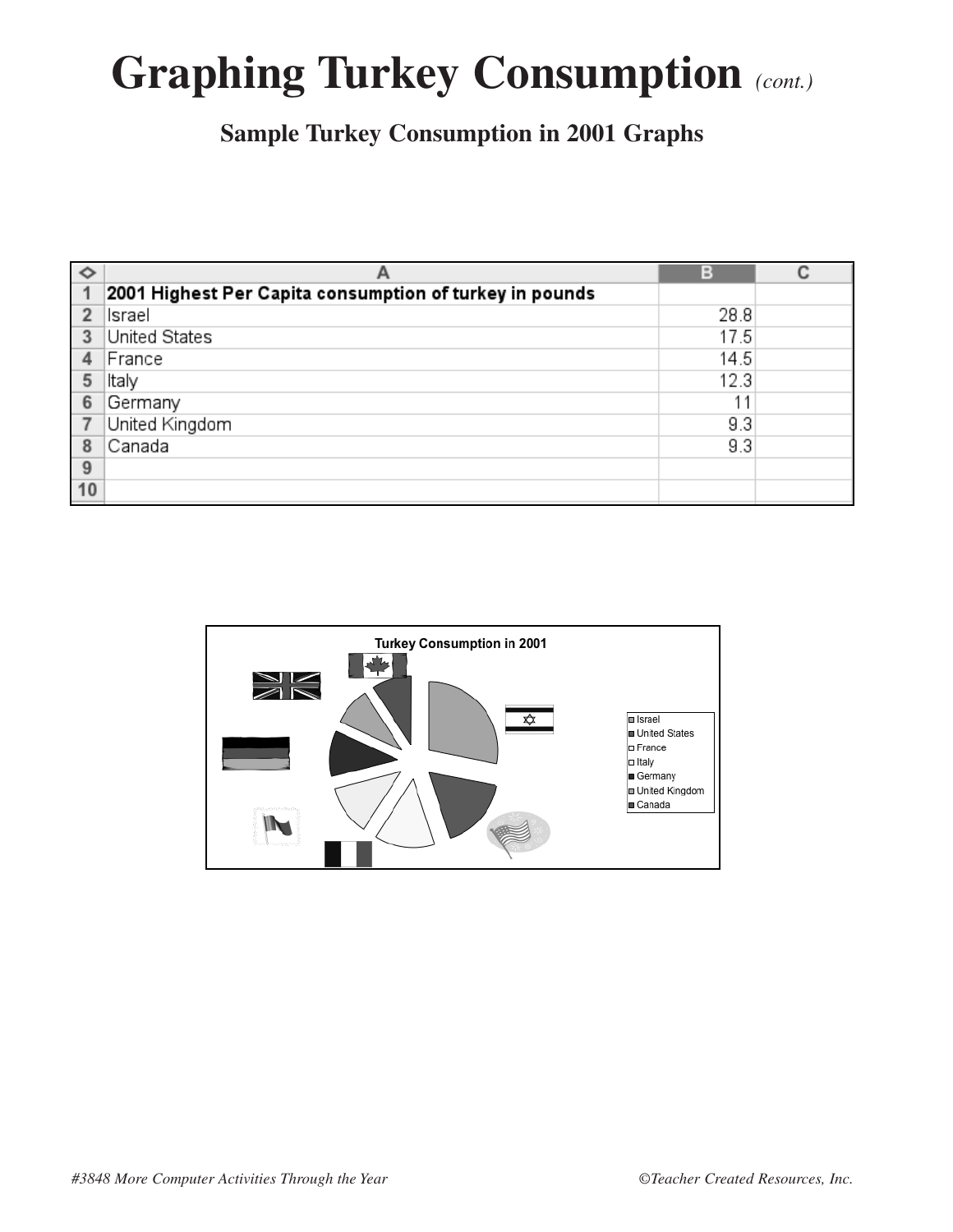# Graphing Turkey Consumption *(cont.)*

## Sample Turkey Consumption in 2001 Graphs

| | A | B | C |
|---|---|---|---|
| 1 | **2001 Highest Per Capita consumption of turkey in pounds** | | |
| 2 | Israel | 28.8 | |
| 3 | United States | 17.5 | |
| 4 | France | 14.5 | |
| 5 | Italy | 12.3 | |
| 6 | Germany | 11 | |
| 7 | United Kingdom | 9.3 | |
| 8 | Canada | 9.3 | |
| 9 | | | |
| 10 | | | |

**Turkey Consumption in 2001**

- Israel
- United States
- France
- Italy
- Germany
- United Kingdom
- Canada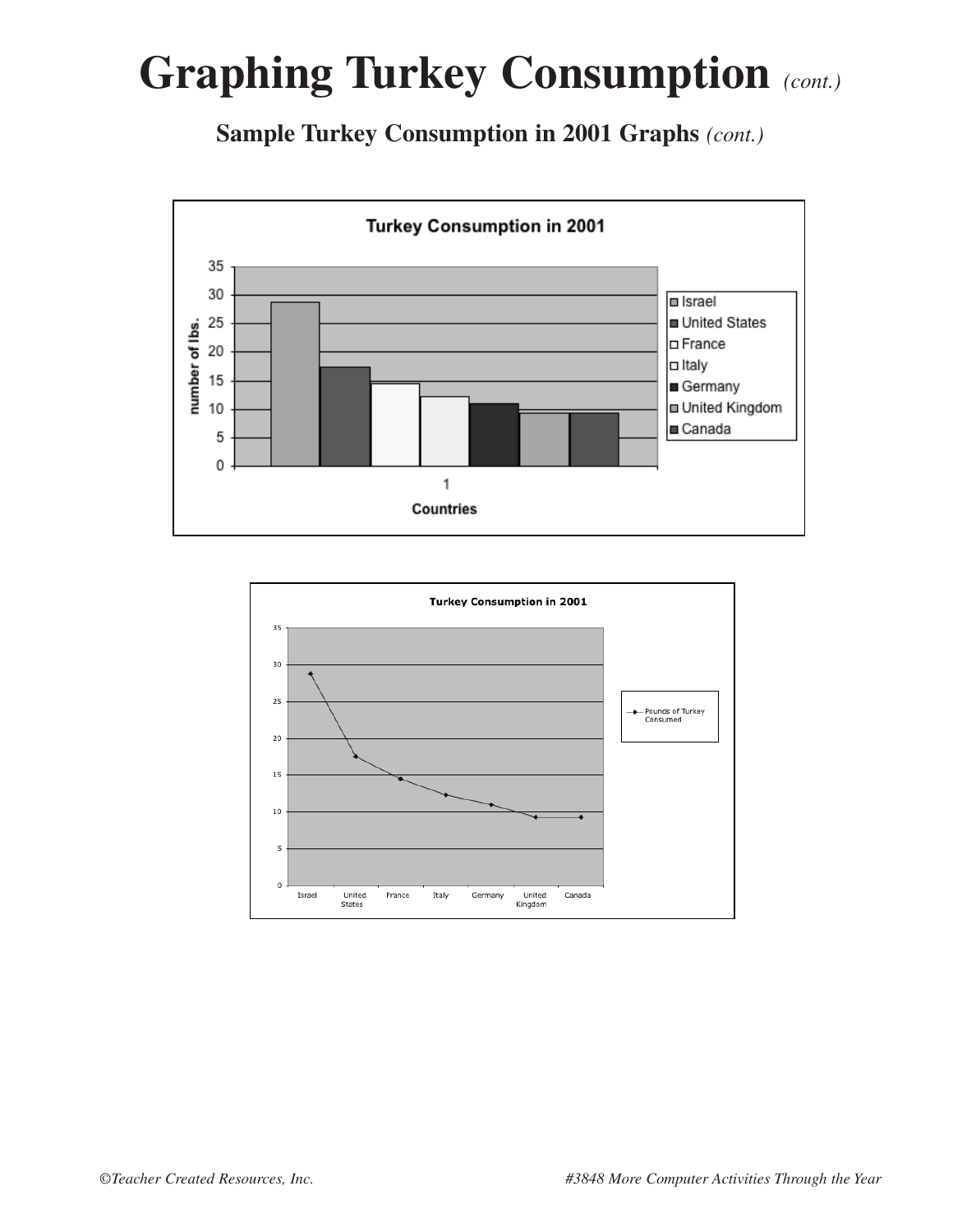# Graphing Turkey Consumption *(cont.)*

## Sample Turkey Consumption in 2001 Graphs *(cont.)*

Turkey Consumption in 2001

35
30
25
20
15
10
5
0

number of lbs.

1

Countries

Israel
United States
France
Italy
Germany
United Kingdom
Canada

Turkey Consumption in 2001

35
30
25
20
15
10
5
0

Israel
United States
France
Italy
Germany
United Kingdom
Canada

Pounds of Turkey Consumed